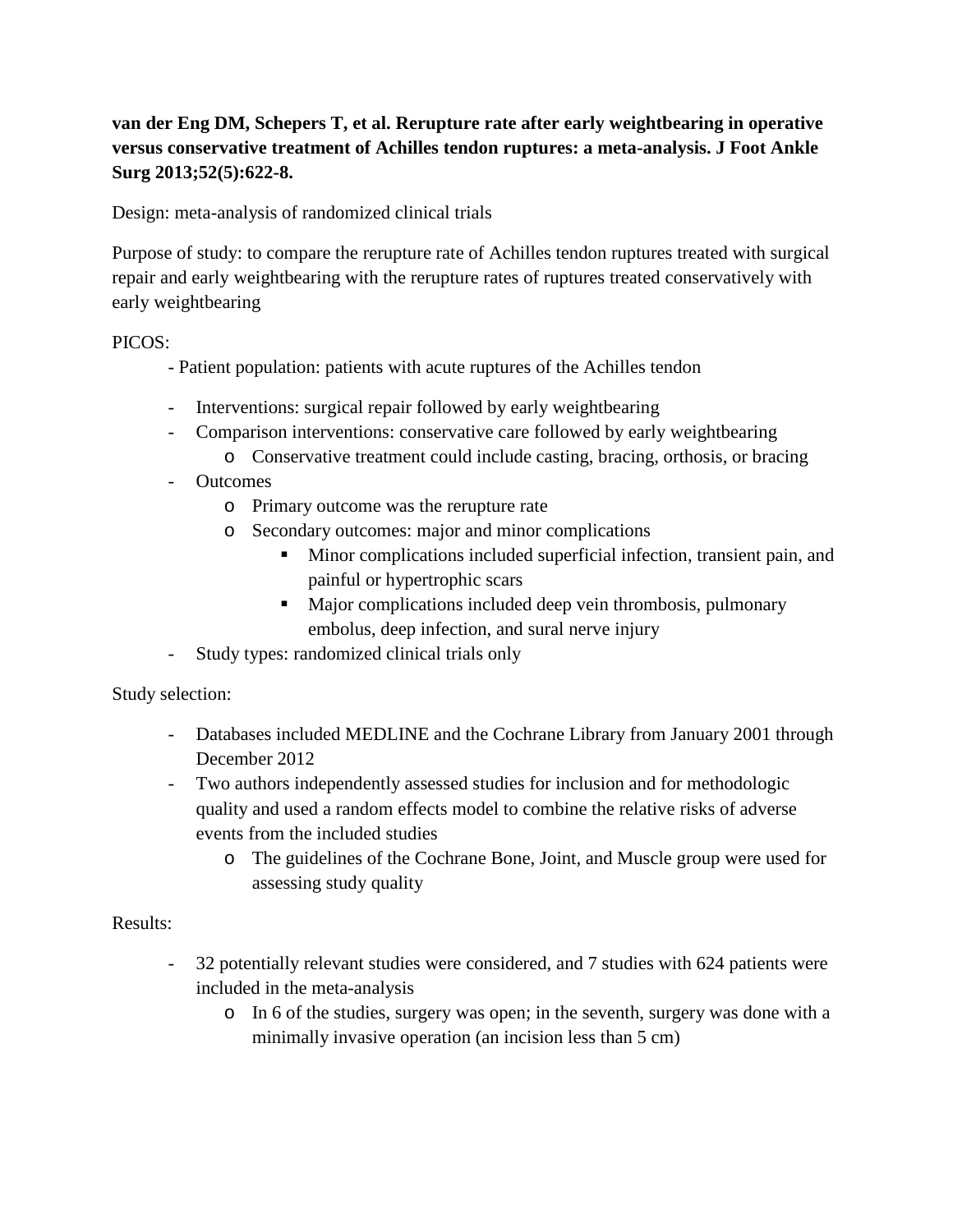**van der Eng DM, Schepers T, et al. Rerupture rate after early weightbearing in operative versus conservative treatment of Achilles tendon ruptures: a meta-analysis. J Foot Ankle Surg 2013;52(5):622-8.**

Design: meta-analysis of randomized clinical trials

Purpose of study: to compare the rerupture rate of Achilles tendon ruptures treated with surgical repair and early weightbearing with the rerupture rates of ruptures treated conservatively with early weightbearing

PICOS:

- Patient population: patients with acute ruptures of the Achilles tendon
- Interventions: surgical repair followed by early weightbearing
- Comparison interventions: conservative care followed by early weightbearing
  - Conservative treatment could include casting, bracing, orthosis, or bracing
- Outcomes
  - Primary outcome was the rerupture rate
  - Secondary outcomes: major and minor complications
    - Minor complications included superficial infection, transient pain, and painful or hypertrophic scars
    - Major complications included deep vein thrombosis, pulmonary embolus, deep infection, and sural nerve injury
- Study types: randomized clinical trials only

Study selection:

- Databases included MEDLINE and the Cochrane Library from January 2001 through December 2012
- Two authors independently assessed studies for inclusion and for methodologic quality and used a random effects model to combine the relative risks of adverse events from the included studies
  - The guidelines of the Cochrane Bone, Joint, and Muscle group were used for assessing study quality

Results:

- 32 potentially relevant studies were considered, and 7 studies with 624 patients were included in the meta-analysis
  - In 6 of the studies, surgery was open; in the seventh, surgery was done with a minimally invasive operation (an incision less than 5 cm)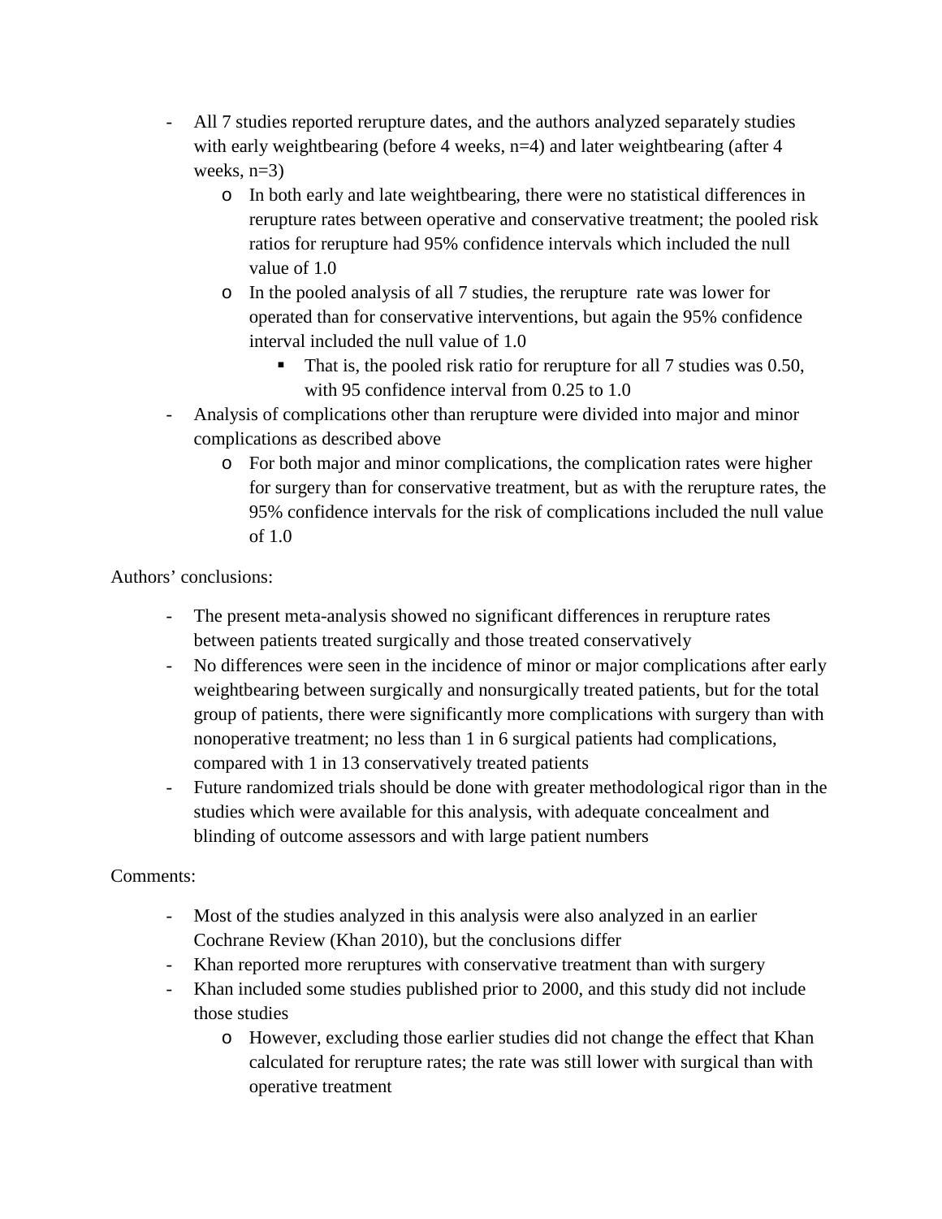- All 7 studies reported rerupture dates, and the authors analyzed separately studies with early weightbearing (before 4 weeks, n=4) and later weightbearing (after 4 weeks, n=3)
    - In both early and late weightbearing, there were no statistical differences in rerupture rates between operative and conservative treatment; the pooled risk ratios for rerupture had 95% confidence intervals which included the null value of 1.0
    - In the pooled analysis of all 7 studies, the rerupture  rate was lower for operated than for conservative interventions, but again the 95% confidence interval included the null value of 1.0
        - That is, the pooled risk ratio for rerupture for all 7 studies was 0.50, with 95 confidence interval from 0.25 to 1.0
- Analysis of complications other than rerupture were divided into major and minor complications as described above
    - For both major and minor complications, the complication rates were higher for surgery than for conservative treatment, but as with the rerupture rates, the 95% confidence intervals for the risk of complications included the null value of 1.0

Authors' conclusions:

- The present meta-analysis showed no significant differences in rerupture rates between patients treated surgically and those treated conservatively
- No differences were seen in the incidence of minor or major complications after early weightbearing between surgically and nonsurgically treated patients, but for the total group of patients, there were significantly more complications with surgery than with nonoperative treatment; no less than 1 in 6 surgical patients had complications, compared with 1 in 13 conservatively treated patients
- Future randomized trials should be done with greater methodological rigor than in the studies which were available for this analysis, with adequate concealment and blinding of outcome assessors and with large patient numbers

Comments:

- Most of the studies analyzed in this analysis were also analyzed in an earlier Cochrane Review (Khan 2010), but the conclusions differ
- Khan reported more reruptures with conservative treatment than with surgery
- Khan included some studies published prior to 2000, and this study did not include those studies
    - However, excluding those earlier studies did not change the effect that Khan calculated for rerupture rates; the rate was still lower with surgical than with operative treatment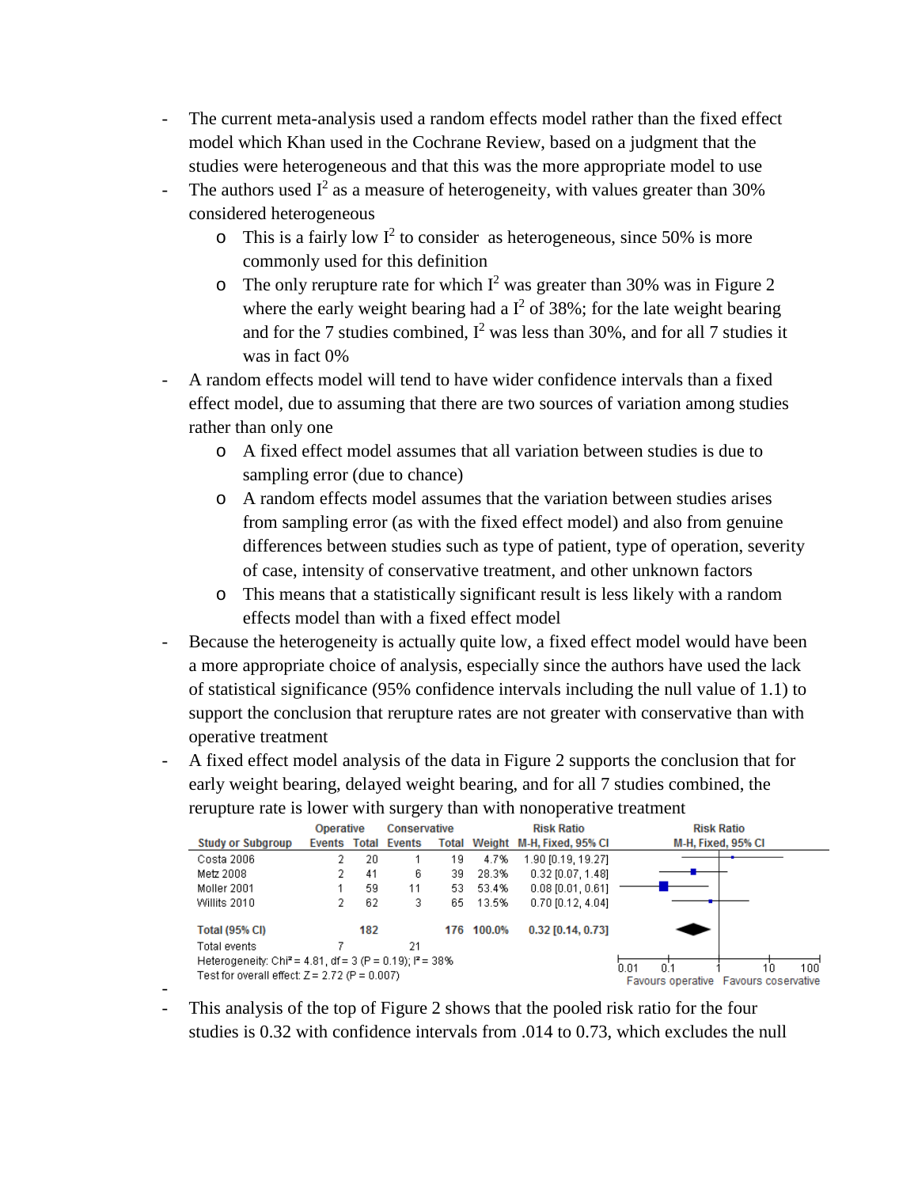- The current meta-analysis used a random effects model rather than the fixed effect model which Khan used in the Cochrane Review, based on a judgment that the studies were heterogeneous and that this was the more appropriate model to use
- The authors used $I^2$ as a measure of heterogeneity, with values greater than 30% considered heterogeneous
  - This is a fairly low $I^2$ to consider as heterogeneous, since 50% is more commonly used for this definition
  - The only rerupture rate for which $I^2$ was greater than 30% was in Figure 2 where the early weight bearing had a $I^2$ of 38%; for the late weight bearing and for the 7 studies combined, $I^2$ was less than 30%, and for all 7 studies it was in fact 0%
- A random effects model will tend to have wider confidence intervals than a fixed effect model, due to assuming that there are two sources of variation among studies rather than only one
  - A fixed effect model assumes that all variation between studies is due to sampling error (due to chance)
  - A random effects model assumes that the variation between studies arises from sampling error (as with the fixed effect model) and also from genuine differences between studies such as type of patient, type of operation, severity of case, intensity of conservative treatment, and other unknown factors
  - This means that a statistically significant result is less likely with a random effects model than with a fixed effect model
- Because the heterogeneity is actually quite low, a fixed effect model would have been a more appropriate choice of analysis, especially since the authors have used the lack of statistical significance (95% confidence intervals including the null value of 1.1) to support the conclusion that rerupture rates are not greater with conservative than with operative treatment
- A fixed effect model analysis of the data in Figure 2 supports the conclusion that for early weight bearing, delayed weight bearing, and for all 7 studies combined, the rerupture rate is lower with surgery than with nonoperative treatment

| Study or Subgroup | Operative Events | Operative Total | Conservative Events | Conservative Total | Weight | Risk Ratio M-H, Fixed, 95% CI |
|---|---|---|---|---|---|---|
| Costa 2006 | 2 | 20 | 1 | 19 | 4.7% | 1.90 [0.19, 19.27] |
| Metz 2008 | 2 | 41 | 6 | 39 | 28.3% | 0.32 [0.07, 1.48] |
| Moller 2001 | 1 | 59 | 11 | 53 | 53.4% | 0.08 [0.01, 0.61] |
| Willits 2010 | 2 | 62 | 3 | 65 | 13.5% | 0.70 [0.12, 4.04] |
| **Total (95% CI)** | | **182** | | **176** | **100.0%** | **0.32 [0.14, 0.73]** |
| Total events | 7 | | 21 | | | |

Heterogeneity: Chi² = 4.81, df = 3 (P = 0.19); I² = 38%
Test for overall effect: Z = 2.72 (P = 0.007)

Risk Ratio M-H, Fixed, 95% CI (axis: 0.01, 0.1, 1, 10, 100) — Favours operative | Favours coservative

- This analysis of the top of Figure 2 shows that the pooled risk ratio for the four studies is 0.32 with confidence intervals from .014 to 0.73, which excludes the null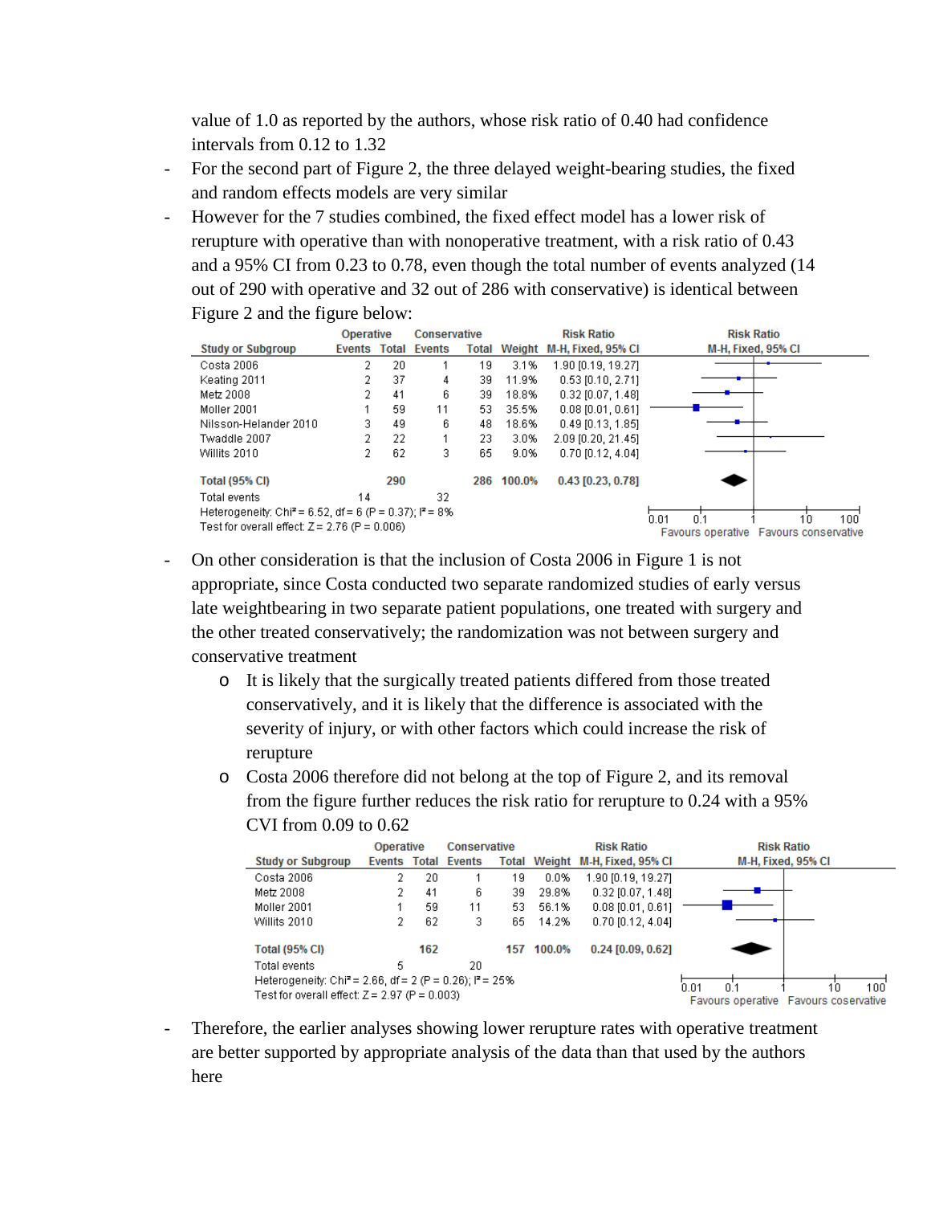value of 1.0 as reported by the authors, whose risk ratio of 0.40 had confidence intervals from 0.12 to 1.32

- For the second part of Figure 2, the three delayed weight-bearing studies, the fixed and random effects models are very similar
- However for the 7 studies combined, the fixed effect model has a lower risk of rerupture with operative than with nonoperative treatment, with a risk ratio of 0.43 and a 95% CI from 0.23 to 0.78, even though the total number of events analyzed (14 out of 290 with operative and 32 out of 286 with conservative) is identical between Figure 2 and the figure below:

| Study or Subgroup | Operative Events | Operative Total | Conservative Events | Conservative Total | Weight | Risk Ratio M-H, Fixed, 95% CI |
|---|---|---|---|---|---|---|
| Costa 2006 | 2 | 20 | 1 | 19 | 3.1% | 1.90 [0.19, 19.27] |
| Keating 2011 | 2 | 37 | 4 | 39 | 11.9% | 0.53 [0.10, 2.71] |
| Metz 2008 | 2 | 41 | 6 | 39 | 18.8% | 0.32 [0.07, 1.48] |
| Moller 2001 | 1 | 59 | 11 | 53 | 35.5% | 0.08 [0.01, 0.61] |
| Nilsson-Helander 2010 | 3 | 49 | 6 | 48 | 18.6% | 0.49 [0.13, 1.85] |
| Twaddle 2007 | 2 | 22 | 1 | 23 | 3.0% | 2.09 [0.20, 21.45] |
| Willits 2010 | 2 | 62 | 3 | 65 | 9.0% | 0.70 [0.12, 4.04] |
| **Total (95% CI)** | | **290** | | **286** | **100.0%** | **0.43 [0.23, 0.78]** |
| Total events | 14 | | 32 | | | |

Heterogeneity: Chi² = 6.52, df = 6 (P = 0.37); I² = 8%
Test for overall effect: Z = 2.76 (P = 0.006)

Risk Ratio M-H, Fixed, 95% CI: 0.01 0.1 1 10 100 — Favours operative / Favours conservative

- On other consideration is that the inclusion of Costa 2006 in Figure 1 is not appropriate, since Costa conducted two separate randomized studies of early versus late weightbearing in two separate patient populations, one treated with surgery and the other treated conservatively; the randomization was not between surgery and conservative treatment
  - It is likely that the surgically treated patients differed from those treated conservatively, and it is likely that the difference is associated with the severity of injury, or with other factors which could increase the risk of rerupture
  - Costa 2006 therefore did not belong at the top of Figure 2, and its removal from the figure further reduces the risk ratio for rerupture to 0.24 with a 95% CVI from 0.09 to 0.62

| Study or Subgroup | Operative Events | Operative Total | Conservative Events | Conservative Total | Weight | Risk Ratio M-H, Fixed, 95% CI |
|---|---|---|---|---|---|---|
| Costa 2006 | 2 | 20 | 1 | 19 | 0.0% | 1.90 [0.19, 19.27] |
| Metz 2008 | 2 | 41 | 6 | 39 | 29.8% | 0.32 [0.07, 1.48] |
| Moller 2001 | 1 | 59 | 11 | 53 | 56.1% | 0.08 [0.01, 0.61] |
| Willits 2010 | 2 | 62 | 3 | 65 | 14.2% | 0.70 [0.12, 4.04] |
| **Total (95% CI)** | | **162** | | **157** | **100.0%** | **0.24 [0.09, 0.62]** |
| Total events | 5 | | 20 | | | |

Heterogeneity: Chi² = 2.66, df = 2 (P = 0.26); I² = 25%
Test for overall effect: Z = 2.97 (P = 0.003)

Risk Ratio M-H, Fixed, 95% CI: 0.01 0.1 1 10 100 — Favours operative / Favours coservative

- Therefore, the earlier analyses showing lower rerupture rates with operative treatment are better supported by appropriate analysis of the data than that used by the authors here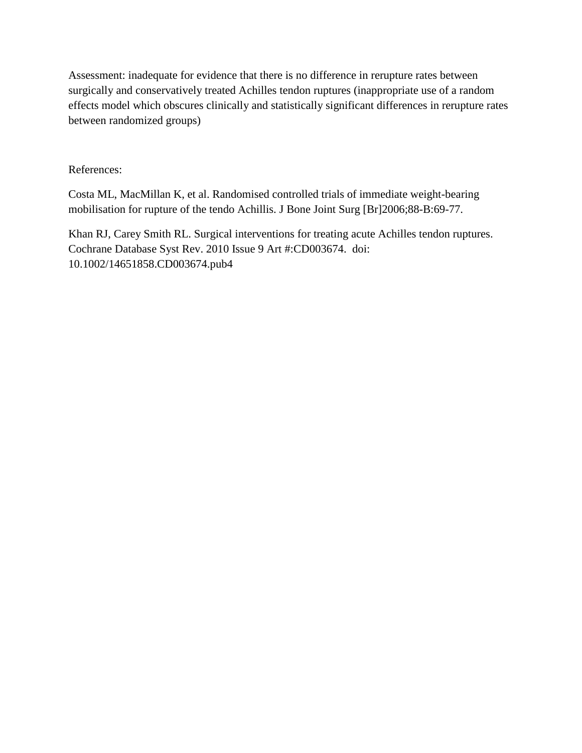Assessment: inadequate for evidence that there is no difference in rerupture rates between surgically and conservatively treated Achilles tendon ruptures (inappropriate use of a random effects model which obscures clinically and statistically significant differences in rerupture rates between randomized groups)

References:

Costa ML, MacMillan K, et al. Randomised controlled trials of immediate weight-bearing mobilisation for rupture of the tendo Achillis. J Bone Joint Surg [Br]2006;88-B:69-77.

Khan RJ, Carey Smith RL. Surgical interventions for treating acute Achilles tendon ruptures. Cochrane Database Syst Rev. 2010 Issue 9 Art #:CD003674. doi: 10.1002/14651858.CD003674.pub4